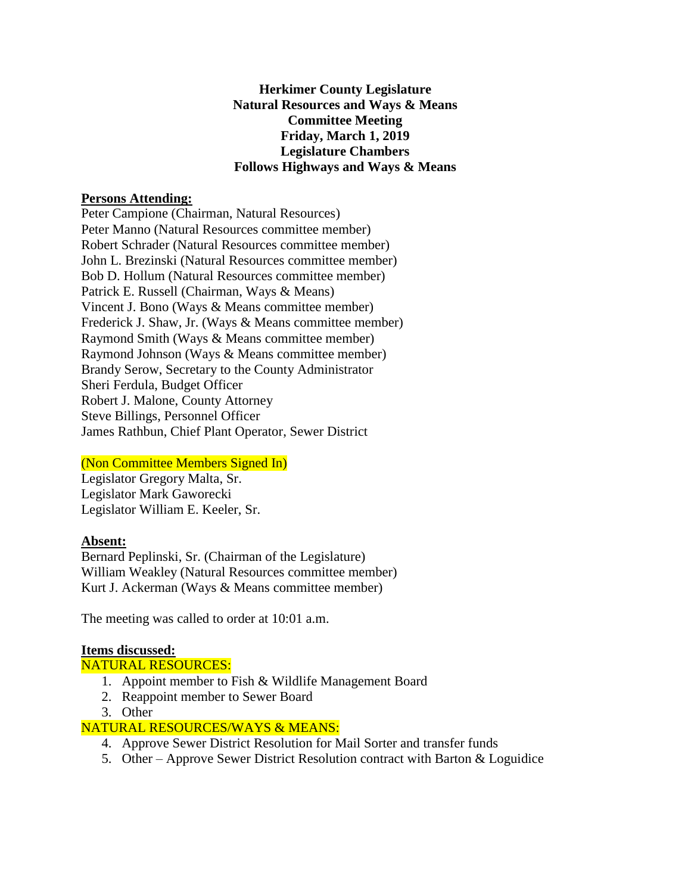**Herkimer County Legislature**
**Natural Resources and Ways & Means**
**Committee Meeting**
**Friday, March 1, 2019**
**Legislature Chambers**
**Follows Highways and Ways & Means**

**Persons Attending:**

Peter Campione (Chairman, Natural Resources)
Peter Manno (Natural Resources committee member)
Robert Schrader (Natural Resources committee member)
John L. Brezinski (Natural Resources committee member)
Bob D. Hollum (Natural Resources committee member)
Patrick E. Russell (Chairman, Ways & Means)
Vincent J. Bono (Ways & Means committee member)
Frederick J. Shaw, Jr. (Ways & Means committee member)
Raymond Smith (Ways & Means committee member)
Raymond Johnson (Ways & Means committee member)
Brandy Serow, Secretary to the County Administrator
Sheri Ferdula, Budget Officer
Robert J. Malone, County Attorney
Steve Billings, Personnel Officer
James Rathbun, Chief Plant Operator, Sewer District

(Non Committee Members Signed In)
Legislator Gregory Malta, Sr.
Legislator Mark Gaworecki
Legislator William E. Keeler, Sr.

**Absent:**

Bernard Peplinski, Sr. (Chairman of the Legislature)
William Weakley (Natural Resources committee member)
Kurt J. Ackerman (Ways & Means committee member)

The meeting was called to order at 10:01 a.m.

**Items discussed:**

NATURAL RESOURCES:

1. Appoint member to Fish & Wildlife Management Board
2. Reappoint member to Sewer Board
3. Other

NATURAL RESOURCES/WAYS & MEANS:

4. Approve Sewer District Resolution for Mail Sorter and transfer funds
5. Other – Approve Sewer District Resolution contract with Barton & Loguidice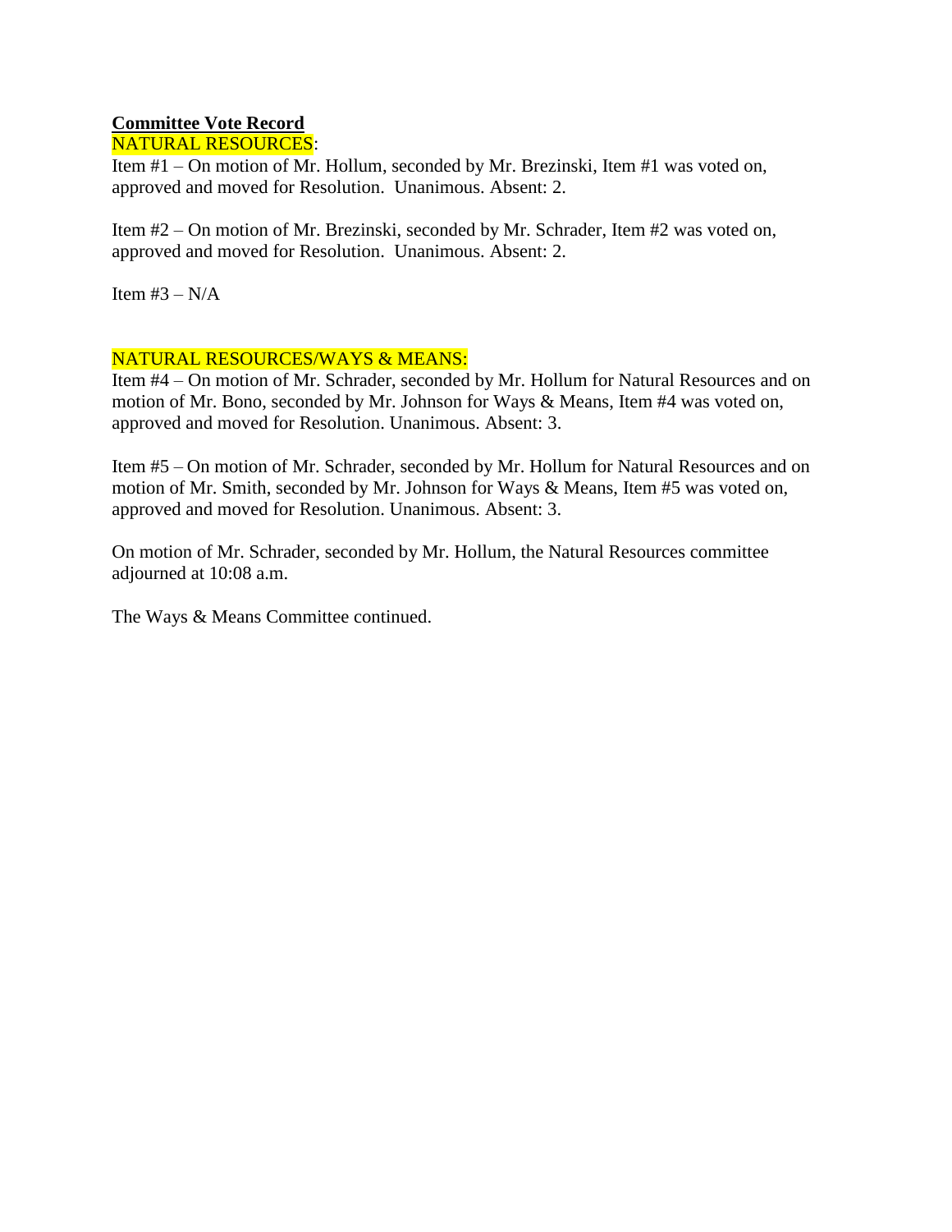**Committee Vote Record**

NATURAL RESOURCES:

Item #1 – On motion of Mr. Hollum, seconded by Mr. Brezinski, Item #1 was voted on, approved and moved for Resolution. Unanimous. Absent: 2.

Item #2 – On motion of Mr. Brezinski, seconded by Mr. Schrader, Item #2 was voted on, approved and moved for Resolution. Unanimous. Absent: 2.

Item #3 – N/A

NATURAL RESOURCES/WAYS & MEANS:

Item #4 – On motion of Mr. Schrader, seconded by Mr. Hollum for Natural Resources and on motion of Mr. Bono, seconded by Mr. Johnson for Ways & Means, Item #4 was voted on, approved and moved for Resolution. Unanimous. Absent: 3.

Item #5 – On motion of Mr. Schrader, seconded by Mr. Hollum for Natural Resources and on motion of Mr. Smith, seconded by Mr. Johnson for Ways & Means, Item #5 was voted on, approved and moved for Resolution. Unanimous. Absent: 3.

On motion of Mr. Schrader, seconded by Mr. Hollum, the Natural Resources committee adjourned at 10:08 a.m.

The Ways & Means Committee continued.